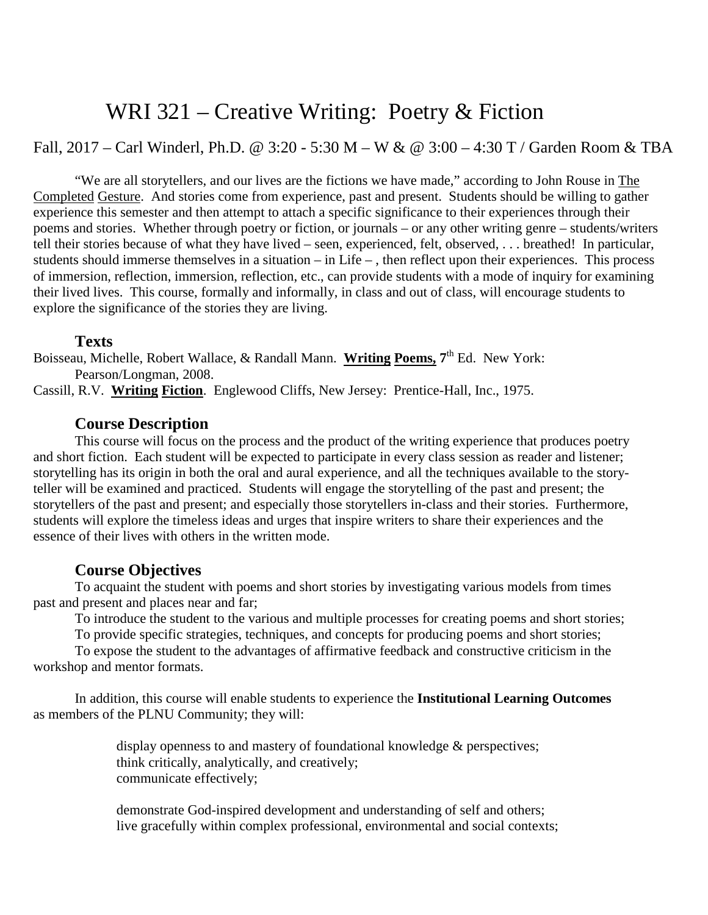# WRI 321 – Creative Writing: Poetry & Fiction

Fall, 2017 – Carl Winderl, Ph.D. @ 3:20 - 5:30 M – W & @ 3:00 – 4:30 T / Garden Room & TBA

"We are all storytellers, and our lives are the fictions we have made," according to John Rouse in The Completed Gesture. And stories come from experience, past and present. Students should be willing to gather experience this semester and then attempt to attach a specific significance to their experiences through their poems and stories. Whether through poetry or fiction, or journals – or any other writing genre – students/writers tell their stories because of what they have lived – seen, experienced, felt, observed, . . . breathed! In particular, students should immerse themselves in a situation – in Life – , then reflect upon their experiences. This process of immersion, reflection, immersion, reflection, etc., can provide students with a mode of inquiry for examining their lived lives. This course, formally and informally, in class and out of class, will encourage students to explore the significance of the stories they are living.

## Texts

Boisseau, Michelle, Robert Wallace, & Randall Mann. **Writing Poems, 7th** Ed. New York: Pearson/Longman, 2008.

Cassill, R.V. **Writing Fiction**. Englewood Cliffs, New Jersey: Prentice-Hall, Inc., 1975.

## Course Description

This course will focus on the process and the product of the writing experience that produces poetry and short fiction. Each student will be expected to participate in every class session as reader and listener; storytelling has its origin in both the oral and aural experience, and all the techniques available to the story-teller will be examined and practiced. Students will engage the storytelling of the past and present; the storytellers of the past and present; and especially those storytellers in-class and their stories. Furthermore, students will explore the timeless ideas and urges that inspire writers to share their experiences and the essence of their lives with others in the written mode.

## Course Objectives

To acquaint the student with poems and short stories by investigating various models from times past and present and places near and far;

To introduce the student to the various and multiple processes for creating poems and short stories;

To provide specific strategies, techniques, and concepts for producing poems and short stories;

To expose the student to the advantages of affirmative feedback and constructive criticism in the workshop and mentor formats.

In addition, this course will enable students to experience the **Institutional Learning Outcomes** as members of the PLNU Community; they will:

display openness to and mastery of foundational knowledge & perspectives;
think critically, analytically, and creatively;
communicate effectively;

demonstrate God-inspired development and understanding of self and others;
live gracefully within complex professional, environmental and social contexts;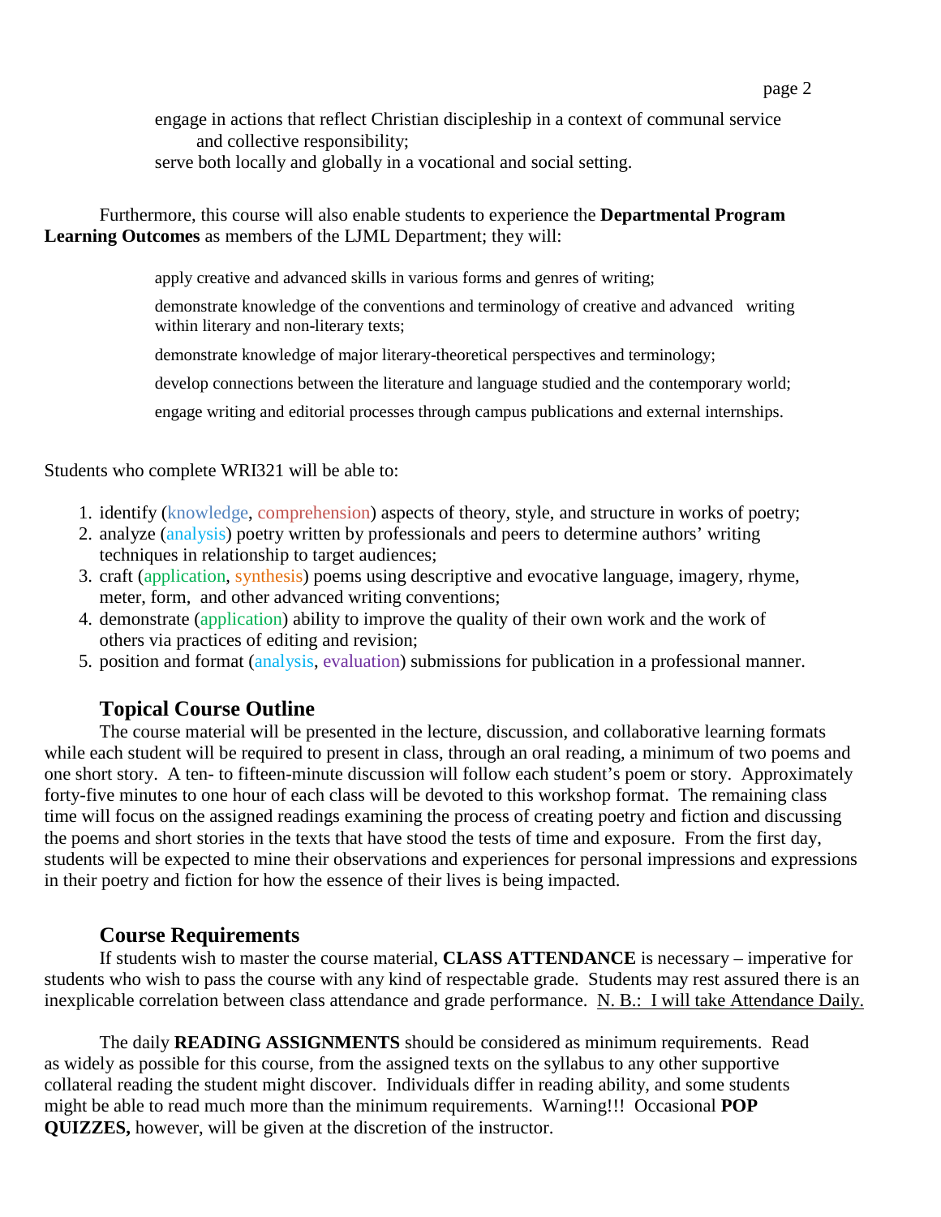engage in actions that reflect Christian discipleship in a context of communal service and collective responsibility;

serve both locally and globally in a vocational and social setting.

Furthermore, this course will also enable students to experience the **Departmental Program Learning Outcomes** as members of the LJML Department; they will:

apply creative and advanced skills in various forms and genres of writing;

demonstrate knowledge of the conventions and terminology of creative and advanced writing within literary and non-literary texts;

demonstrate knowledge of major literary-theoretical perspectives and terminology;

develop connections between the literature and language studied and the contemporary world;

engage writing and editorial processes through campus publications and external internships.

Students who complete WRI321 will be able to:

1. identify (knowledge, comprehension) aspects of theory, style, and structure in works of poetry;
2. analyze (analysis) poetry written by professionals and peers to determine authors' writing techniques in relationship to target audiences;
3. craft (application, synthesis) poems using descriptive and evocative language, imagery, rhyme, meter, form, and other advanced writing conventions;
4. demonstrate (application) ability to improve the quality of their own work and the work of others via practices of editing and revision;
5. position and format (analysis, evaluation) submissions for publication in a professional manner.

## Topical Course Outline

The course material will be presented in the lecture, discussion, and collaborative learning formats while each student will be required to present in class, through an oral reading, a minimum of two poems and one short story. A ten- to fifteen-minute discussion will follow each student's poem or story. Approximately forty-five minutes to one hour of each class will be devoted to this workshop format. The remaining class time will focus on the assigned readings examining the process of creating poetry and fiction and discussing the poems and short stories in the texts that have stood the tests of time and exposure. From the first day, students will be expected to mine their observations and experiences for personal impressions and expressions in their poetry and fiction for how the essence of their lives is being impacted.

## Course Requirements

If students wish to master the course material, **CLASS ATTENDANCE** is necessary – imperative for students who wish to pass the course with any kind of respectable grade. Students may rest assured there is an inexplicable correlation between class attendance and grade performance. <u>N. B.: I will take Attendance Daily.</u>

The daily **READING ASSIGNMENTS** should be considered as minimum requirements. Read as widely as possible for this course, from the assigned texts on the syllabus to any other supportive collateral reading the student might discover. Individuals differ in reading ability, and some students might be able to read much more than the minimum requirements. Warning!!! Occasional **POP QUIZZES,** however, will be given at the discretion of the instructor.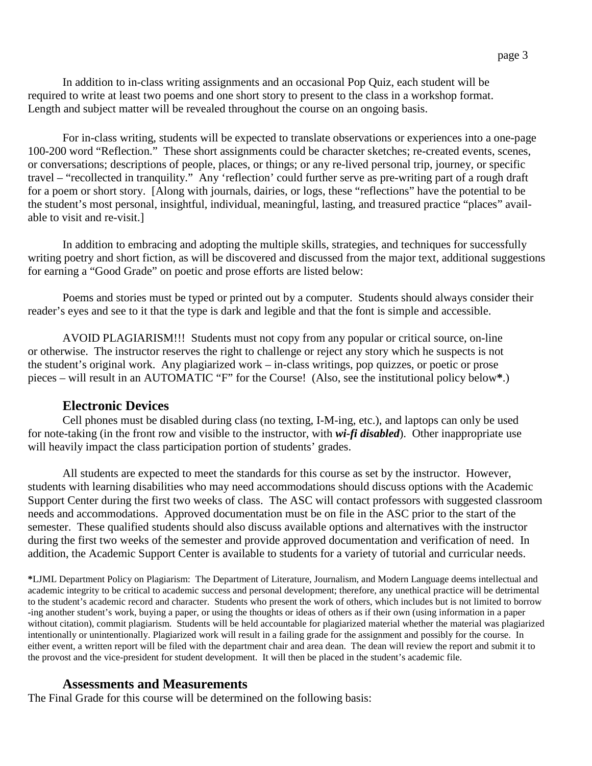In addition to in-class writing assignments and an occasional Pop Quiz, each student will be required to write at least two poems and one short story to present to the class in a workshop format. Length and subject matter will be revealed throughout the course on an ongoing basis.

For in-class writing, students will be expected to translate observations or experiences into a one-page 100-200 word "Reflection." These short assignments could be character sketches; re-created events, scenes, or conversations; descriptions of people, places, or things; or any re-lived personal trip, journey, or specific travel – "recollected in tranquility." Any 'reflection' could further serve as pre-writing part of a rough draft for a poem or short story. [Along with journals, dairies, or logs, these "reflections" have the potential to be the student's most personal, insightful, individual, meaningful, lasting, and treasured practice "places" available to visit and re-visit.]

In addition to embracing and adopting the multiple skills, strategies, and techniques for successfully writing poetry and short fiction, as will be discovered and discussed from the major text, additional suggestions for earning a "Good Grade" on poetic and prose efforts are listed below:

Poems and stories must be typed or printed out by a computer. Students should always consider their reader's eyes and see to it that the type is dark and legible and that the font is simple and accessible.

AVOID PLAGIARISM!!! Students must not copy from any popular or critical source, on-line or otherwise. The instructor reserves the right to challenge or reject any story which he suspects is not the student's original work. Any plagiarized work – in-class writings, pop quizzes, or poetic or prose pieces – will result in an AUTOMATIC "F" for the Course! (Also, see the institutional policy below**\***.)

## Electronic Devices

Cell phones must be disabled during class (no texting, I-M-ing, etc.), and laptops can only be used for note-taking (in the front row and visible to the instructor, with ***wi-fi disabled***). Other inappropriate use will heavily impact the class participation portion of students' grades.

All students are expected to meet the standards for this course as set by the instructor. However, students with learning disabilities who may need accommodations should discuss options with the Academic Support Center during the first two weeks of class. The ASC will contact professors with suggested classroom needs and accommodations. Approved documentation must be on file in the ASC prior to the start of the semester. These qualified students should also discuss available options and alternatives with the instructor during the first two weeks of the semester and provide approved documentation and verification of need. In addition, the Academic Support Center is available to students for a variety of tutorial and curricular needs.

**\***LJML Department Policy on Plagiarism: The Department of Literature, Journalism, and Modern Language deems intellectual and academic integrity to be critical to academic success and personal development; therefore, any unethical practice will be detrimental to the student's academic record and character. Students who present the work of others, which includes but is not limited to borrowing another student's work, buying a paper, or using the thoughts or ideas of others as if their own (using information in a paper without citation), commit plagiarism. Students will be held accountable for plagiarized material whether the material was plagiarized intentionally or unintentionally. Plagiarized work will result in a failing grade for the assignment and possibly for the course. In either event, a written report will be filed with the department chair and area dean. The dean will review the report and submit it to the provost and the vice-president for student development. It will then be placed in the student's academic file.

## Assessments and Measurements

The Final Grade for this course will be determined on the following basis: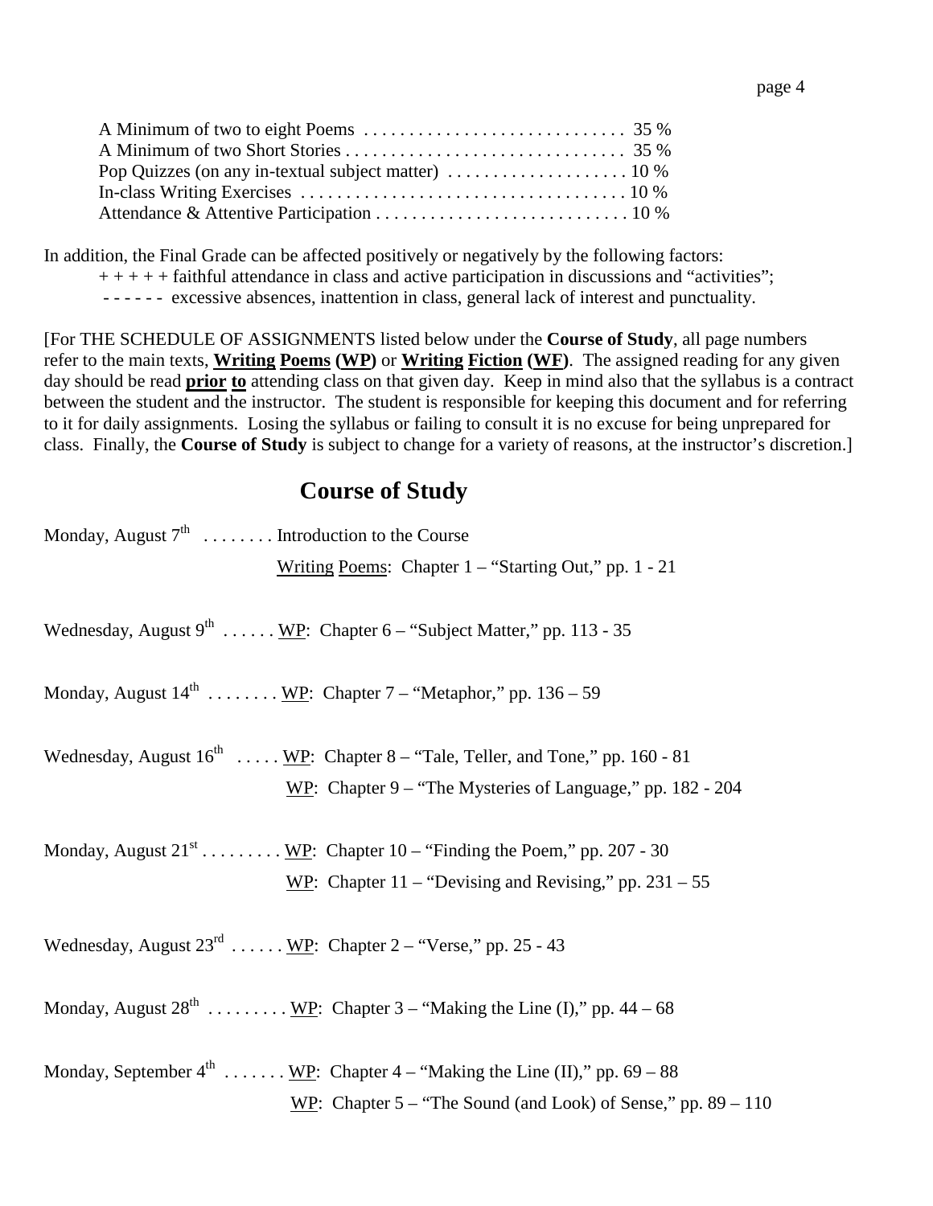A Minimum of two to eight Poems . . . . . . . . . . . . . . . . . . . . . . . . . . . . . 35 %
A Minimum of two Short Stories . . . . . . . . . . . . . . . . . . . . . . . . . . . . . . . 35 %
Pop Quizzes (on any in-textual subject matter) . . . . . . . . . . . . . . . . . . . . 10 %
In-class Writing Exercises . . . . . . . . . . . . . . . . . . . . . . . . . . . . . . . . . . . . 10 %
Attendance & Attentive Participation . . . . . . . . . . . . . . . . . . . . . . . . . . . . 10 %

In addition, the Final Grade can be affected positively or negatively by the following factors:

+ + + + + faithful attendance in class and active participation in discussions and "activities";

- - - - - - excessive absences, inattention in class, general lack of interest and punctuality.

[For THE SCHEDULE OF ASSIGNMENTS listed below under the **Course of Study**, all page numbers refer to the main texts, **<u>Writing</u> <u>Poems</u> (<u>WP</u>)** or **<u>Writing</u> <u>Fiction</u> (<u>WF</u>)**. The assigned reading for any given day should be read **<u>prior</u> <u>to</u>** attending class on that given day. Keep in mind also that the syllabus is a contract between the student and the instructor. The student is responsible for keeping this document and for referring to it for daily assignments. Losing the syllabus or failing to consult it is no excuse for being unprepared for class. Finally, the **Course of Study** is subject to change for a variety of reasons, at the instructor's discretion.]

## Course of Study

Monday, August 7th . . . . . . . . Introduction to the Course
<u>Writing</u> <u>Poems</u>: Chapter 1 – "Starting Out," pp. 1 - 21

Wednesday, August 9th . . . . . . <u>WP</u>: Chapter 6 – "Subject Matter," pp. 113 - 35

Monday, August 14th . . . . . . . . <u>WP</u>: Chapter 7 – "Metaphor," pp. 136 – 59

Wednesday, August 16th . . . . . <u>WP</u>: Chapter 8 – "Tale, Teller, and Tone," pp. 160 - 81
<u>WP</u>: Chapter 9 – "The Mysteries of Language," pp. 182 - 204

Monday, August 21st . . . . . . . . . <u>WP</u>: Chapter 10 – "Finding the Poem," pp. 207 - 30
<u>WP</u>: Chapter 11 – "Devising and Revising," pp. 231 – 55

Wednesday, August 23rd . . . . . . <u>WP</u>: Chapter 2 – "Verse," pp. 25 - 43

Monday, August 28th . . . . . . . . . <u>WP</u>: Chapter 3 – "Making the Line (I)," pp. 44 – 68

Monday, September 4th . . . . . . . <u>WP</u>: Chapter 4 – "Making the Line (II)," pp. 69 – 88
<u>WP</u>: Chapter 5 – "The Sound (and Look) of Sense," pp. 89 – 110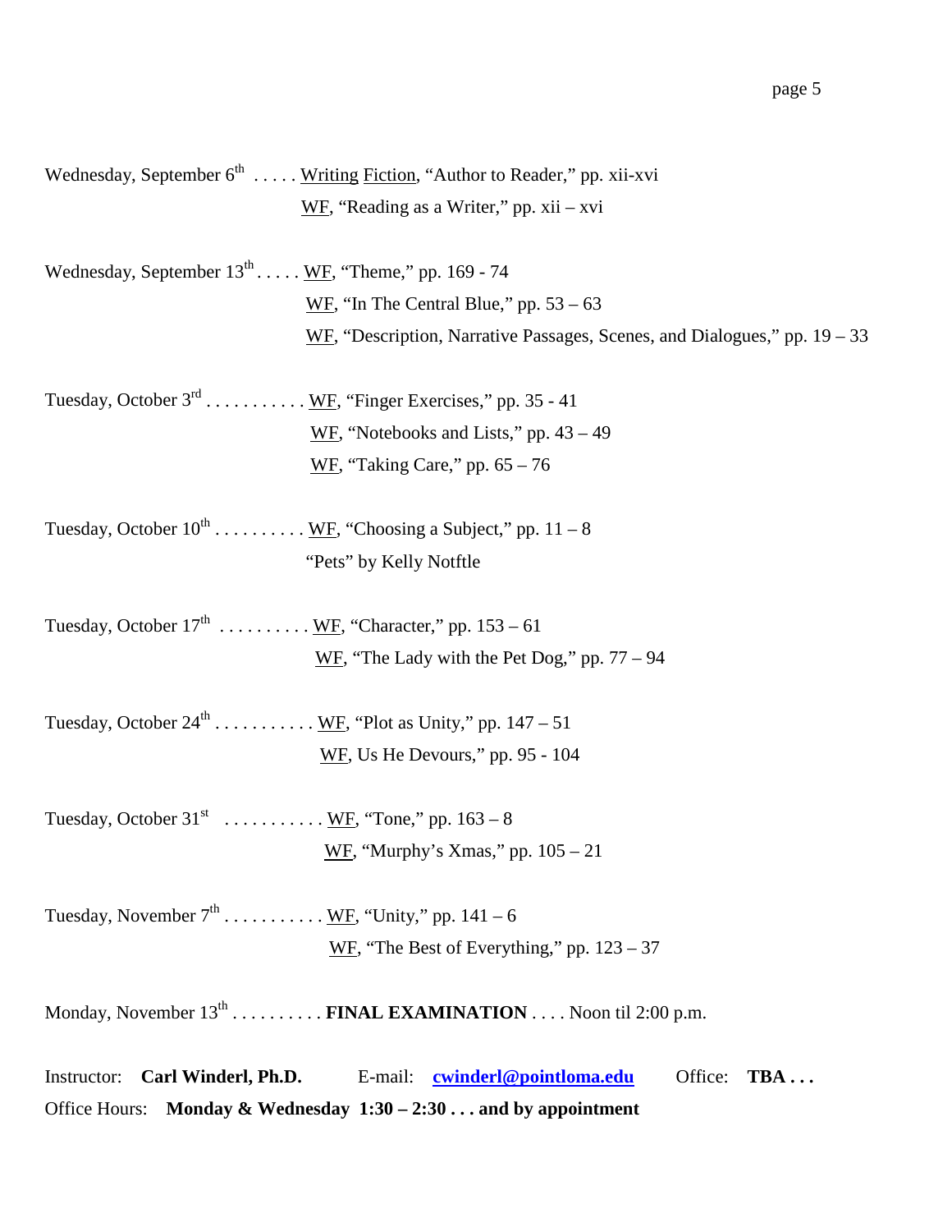Wednesday, September 6th . . . . . Writing Fiction, "Author to Reader," pp. xii-xvi
WF, "Reading as a Writer," pp. xii – xvi

Wednesday, September 13th . . . . . WF, "Theme," pp. 169 - 74
WF, "In The Central Blue," pp. 53 – 63
WF, "Description, Narrative Passages, Scenes, and Dialogues," pp. 19 – 33

Tuesday, October 3rd . . . . . . . . . . . WF, "Finger Exercises," pp. 35 - 41
WF, "Notebooks and Lists," pp. 43 – 49
WF, "Taking Care," pp. 65 – 76

Tuesday, October 10th . . . . . . . . . . WF, "Choosing a Subject," pp. 11 – 8
"Pets" by Kelly Notftle

Tuesday, October 17th . . . . . . . . . . WF, "Character," pp. 153 – 61
WF, "The Lady with the Pet Dog," pp. 77 – 94

Tuesday, October 24th . . . . . . . . . . . WF, "Plot as Unity," pp. 147 – 51
WF, Us He Devours," pp. 95 - 104

Tuesday, October 31st . . . . . . . . . . . WF, "Tone," pp. 163 – 8
WF, "Murphy's Xmas," pp. 105 – 21

Tuesday, November 7th . . . . . . . . . . . WF, "Unity," pp. 141 – 6
WF, "The Best of Everything," pp. 123 – 37

Monday, November 13th . . . . . . . . . . **FINAL EXAMINATION** . . . . Noon til 2:00 p.m.

Instructor: **Carl Winderl, Ph.D.** E-mail: **cwinderl@pointloma.edu** Office: **TBA . . .**
Office Hours: **Monday & Wednesday 1:30 – 2:30 . . . and by appointment**